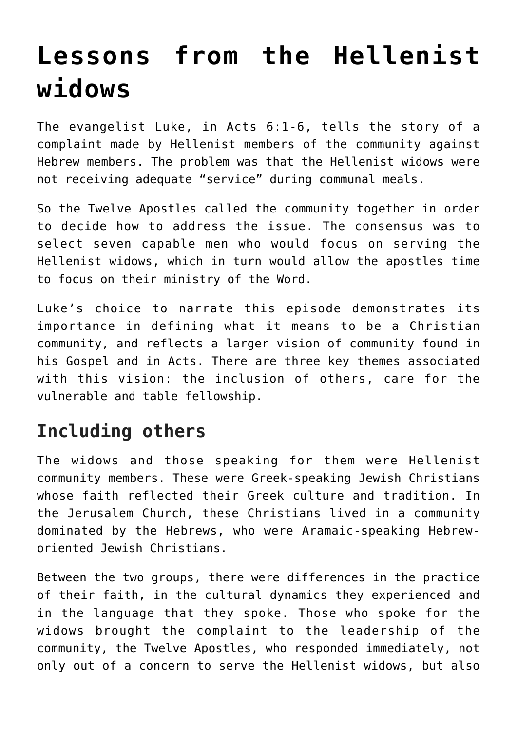# Lessons from the Hellenist widows

The evangelist Luke, in Acts 6:1-6, tells the story of a complaint made by Hellenist members of the community against Hebrew members. The problem was that the Hellenist widows were not receiving adequate "service" during communal meals.

So the Twelve Apostles called the community together in order to decide how to address the issue. The consensus was to select seven capable men who would focus on serving the Hellenist widows, which in turn would allow the apostles time to focus on their ministry of the Word.

Luke's choice to narrate this episode demonstrates its importance in defining what it means to be a Christian community, and reflects a larger vision of community found in his Gospel and in Acts. There are three key themes associated with this vision: the inclusion of others, care for the vulnerable and table fellowship.

## Including others

The widows and those speaking for them were Hellenist community members. These were Greek-speaking Jewish Christians whose faith reflected their Greek culture and tradition. In the Jerusalem Church, these Christians lived in a community dominated by the Hebrews, who were Aramaic-speaking Hebrew-oriented Jewish Christians.

Between the two groups, there were differences in the practice of their faith, in the cultural dynamics they experienced and in the language that they spoke. Those who spoke for the widows brought the complaint to the leadership of the community, the Twelve Apostles, who responded immediately, not only out of a concern to serve the Hellenist widows, but also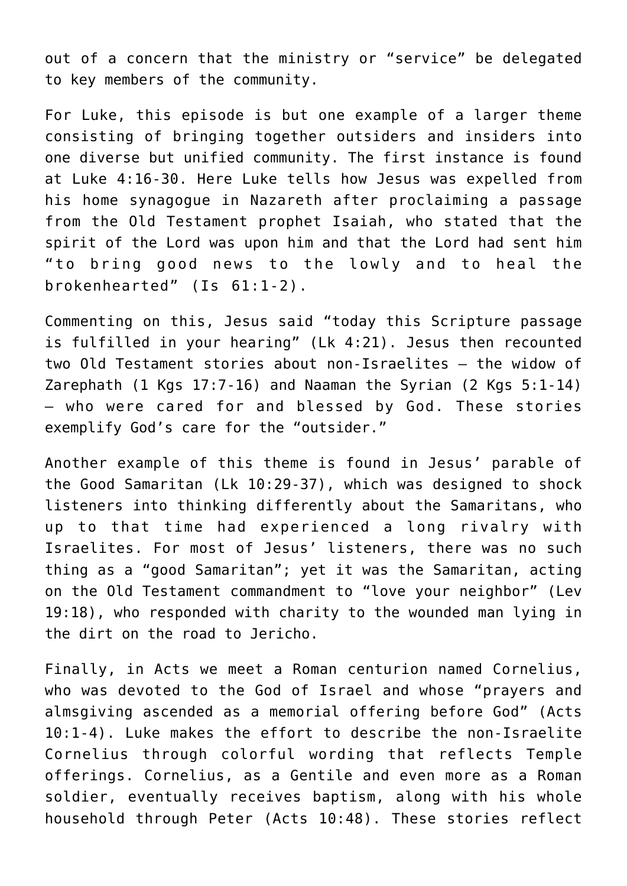out of a concern that the ministry or "service" be delegated to key members of the community.

For Luke, this episode is but one example of a larger theme consisting of bringing together outsiders and insiders into one diverse but unified community. The first instance is found at Luke 4:16-30. Here Luke tells how Jesus was expelled from his home synagogue in Nazareth after proclaiming a passage from the Old Testament prophet Isaiah, who stated that the spirit of the Lord was upon him and that the Lord had sent him "to bring good news to the lowly and to heal the brokenhearted" (Is 61:1-2).

Commenting on this, Jesus said "today this Scripture passage is fulfilled in your hearing" (Lk 4:21). Jesus then recounted two Old Testament stories about non-Israelites — the widow of Zarephath (1 Kgs 17:7-16) and Naaman the Syrian (2 Kgs 5:1-14) — who were cared for and blessed by God. These stories exemplify God's care for the "outsider."

Another example of this theme is found in Jesus' parable of the Good Samaritan (Lk 10:29-37), which was designed to shock listeners into thinking differently about the Samaritans, who up to that time had experienced a long rivalry with Israelites. For most of Jesus' listeners, there was no such thing as a "good Samaritan"; yet it was the Samaritan, acting on the Old Testament commandment to "love your neighbor" (Lev 19:18), who responded with charity to the wounded man lying in the dirt on the road to Jericho.

Finally, in Acts we meet a Roman centurion named Cornelius, who was devoted to the God of Israel and whose "prayers and almsgiving ascended as a memorial offering before God" (Acts 10:1-4). Luke makes the effort to describe the non-Israelite Cornelius through colorful wording that reflects Temple offerings. Cornelius, as a Gentile and even more as a Roman soldier, eventually receives baptism, along with his whole household through Peter (Acts 10:48). These stories reflect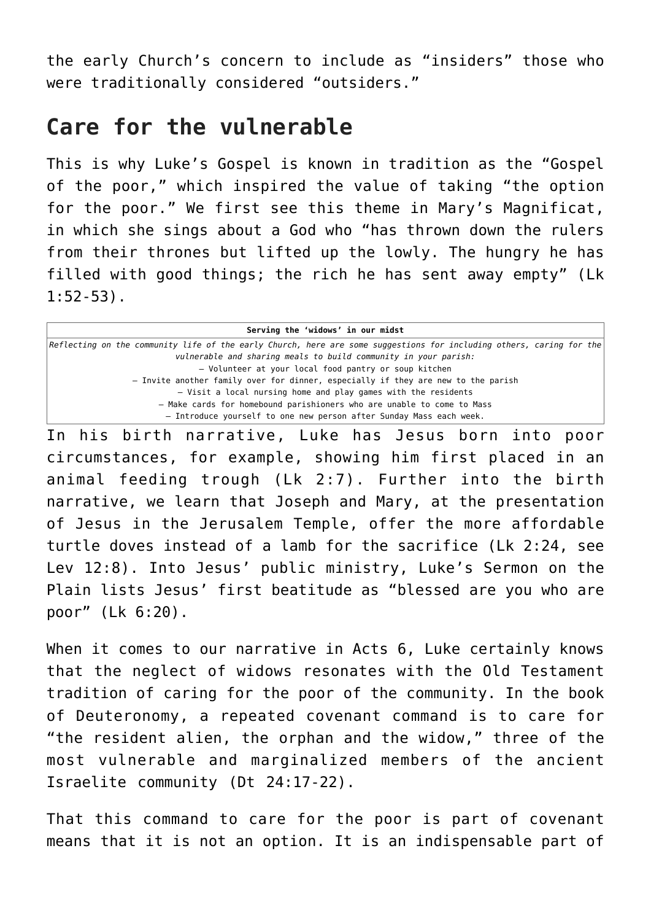the early Church's concern to include as "insiders" those who were traditionally considered "outsiders."

## Care for the vulnerable

This is why Luke's Gospel is known in tradition as the "Gospel of the poor," which inspired the value of taking "the option for the poor." We first see this theme in Mary's Magnificat, in which she sings about a God who "has thrown down the rulers from their thrones but lifted up the lowly. The hungry he has filled with good things; the rich he has sent away empty" (Lk 1:52-53).

| **Serving the 'widows' in our midst** |
| --- |
| *Reflecting on the community life of the early Church, here are some suggestions for including others, caring for the vulnerable and sharing meals to build community in your parish:*<br>– Volunteer at your local food pantry or soup kitchen<br>– Invite another family over for dinner, especially if they are new to the parish<br>– Visit a local nursing home and play games with the residents<br>– Make cards for homebound parishioners who are unable to come to Mass<br>– Introduce yourself to one new person after Sunday Mass each week. |

In his birth narrative, Luke has Jesus born into poor circumstances, for example, showing him first placed in an animal feeding trough (Lk 2:7). Further into the birth narrative, we learn that Joseph and Mary, at the presentation of Jesus in the Jerusalem Temple, offer the more affordable turtle doves instead of a lamb for the sacrifice (Lk 2:24, see Lev 12:8). Into Jesus' public ministry, Luke's Sermon on the Plain lists Jesus' first beatitude as "blessed are you who are poor" (Lk 6:20).

When it comes to our narrative in Acts 6, Luke certainly knows that the neglect of widows resonates with the Old Testament tradition of caring for the poor of the community. In the book of Deuteronomy, a repeated covenant command is to care for "the resident alien, the orphan and the widow," three of the most vulnerable and marginalized members of the ancient Israelite community (Dt 24:17-22).

That this command to care for the poor is part of covenant means that it is not an option. It is an indispensable part of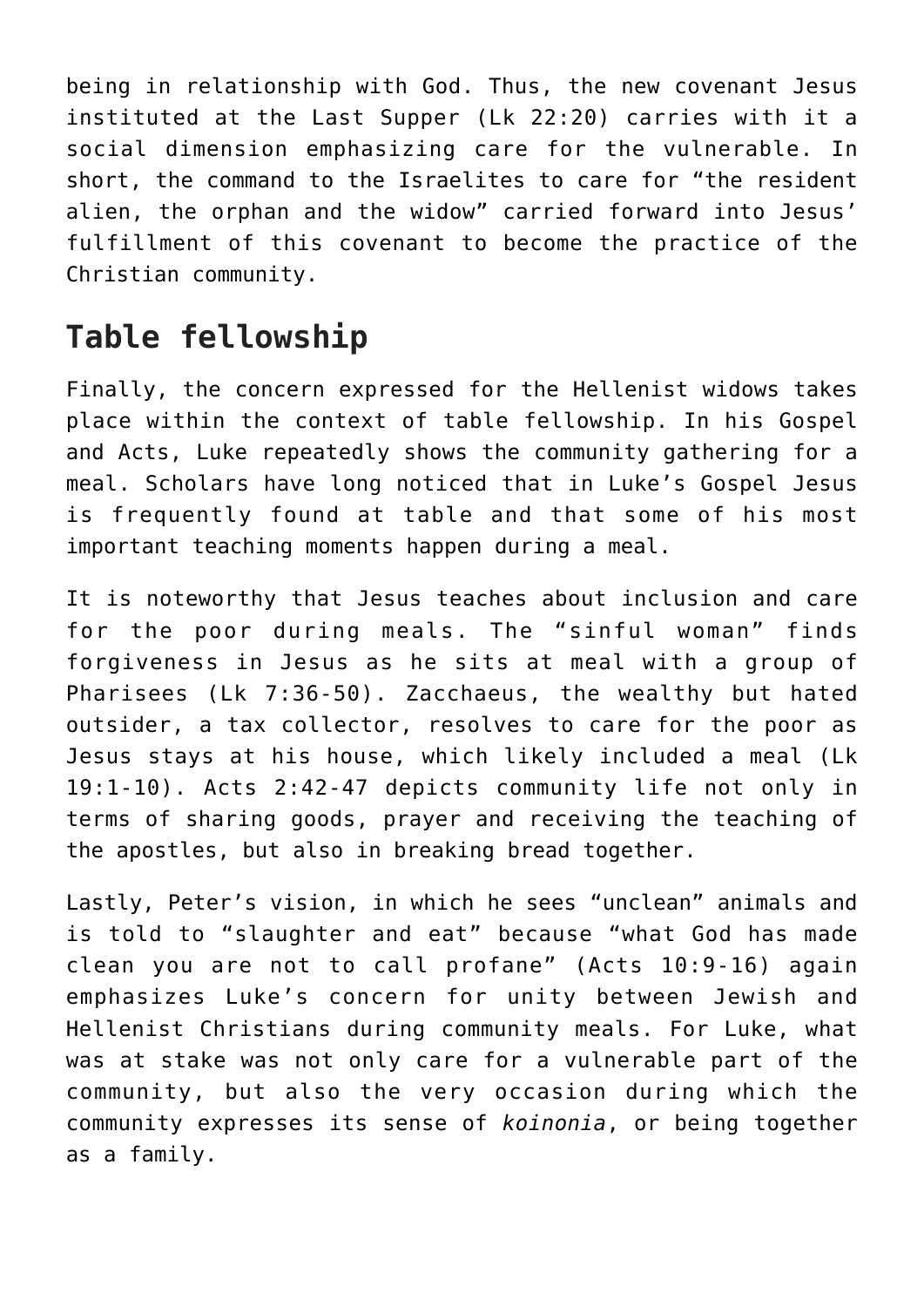being in relationship with God. Thus, the new covenant Jesus instituted at the Last Supper (Lk 22:20) carries with it a social dimension emphasizing care for the vulnerable. In short, the command to the Israelites to care for "the resident alien, the orphan and the widow" carried forward into Jesus' fulfillment of this covenant to become the practice of the Christian community.

## Table fellowship

Finally, the concern expressed for the Hellenist widows takes place within the context of table fellowship. In his Gospel and Acts, Luke repeatedly shows the community gathering for a meal. Scholars have long noticed that in Luke's Gospel Jesus is frequently found at table and that some of his most important teaching moments happen during a meal.

It is noteworthy that Jesus teaches about inclusion and care for the poor during meals. The "sinful woman" finds forgiveness in Jesus as he sits at meal with a group of Pharisees (Lk 7:36-50). Zacchaeus, the wealthy but hated outsider, a tax collector, resolves to care for the poor as Jesus stays at his house, which likely included a meal (Lk 19:1-10). Acts 2:42-47 depicts community life not only in terms of sharing goods, prayer and receiving the teaching of the apostles, but also in breaking bread together.

Lastly, Peter's vision, in which he sees "unclean" animals and is told to "slaughter and eat" because "what God has made clean you are not to call profane" (Acts 10:9-16) again emphasizes Luke's concern for unity between Jewish and Hellenist Christians during community meals. For Luke, what was at stake was not only care for a vulnerable part of the community, but also the very occasion during which the community expresses its sense of *koinonia*, or being together as a family.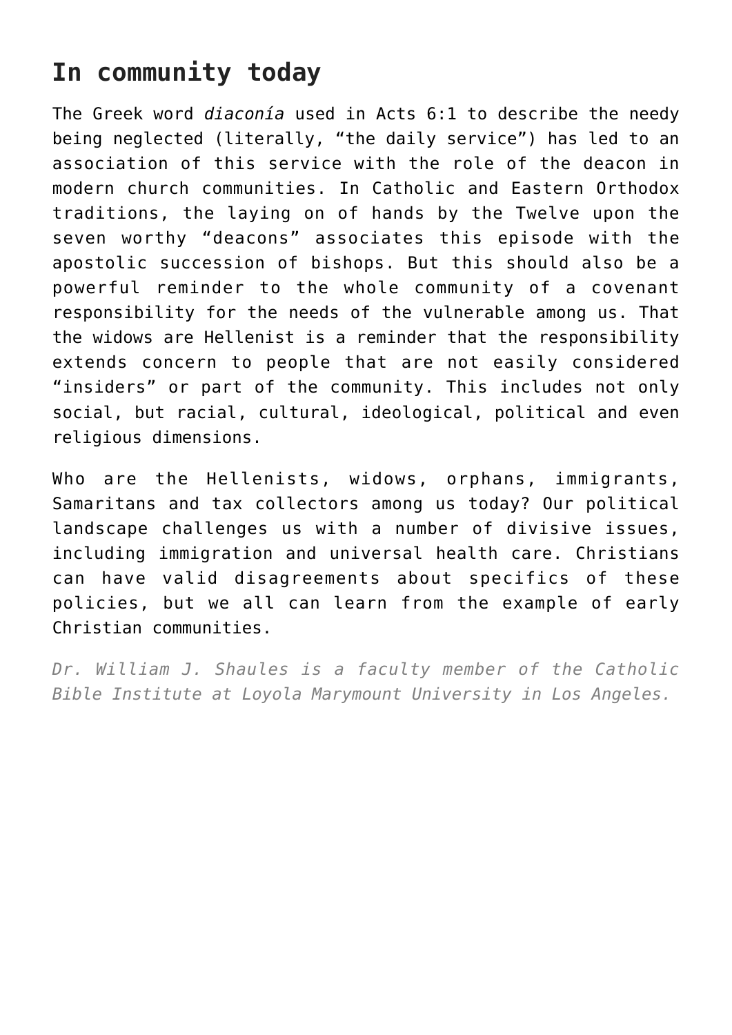## In community today

The Greek word *diaconía* used in Acts 6:1 to describe the needy being neglected (literally, "the daily service") has led to an association of this service with the role of the deacon in modern church communities. In Catholic and Eastern Orthodox traditions, the laying on of hands by the Twelve upon the seven worthy "deacons" associates this episode with the apostolic succession of bishops. But this should also be a powerful reminder to the whole community of a covenant responsibility for the needs of the vulnerable among us. That the widows are Hellenist is a reminder that the responsibility extends concern to people that are not easily considered "insiders" or part of the community. This includes not only social, but racial, cultural, ideological, political and even religious dimensions.

Who are the Hellenists, widows, orphans, immigrants, Samaritans and tax collectors among us today? Our political landscape challenges us with a number of divisive issues, including immigration and universal health care. Christians can have valid disagreements about specifics of these policies, but we all can learn from the example of early Christian communities.

*Dr. William J. Shaules is a faculty member of the Catholic Bible Institute at Loyola Marymount University in Los Angeles.*